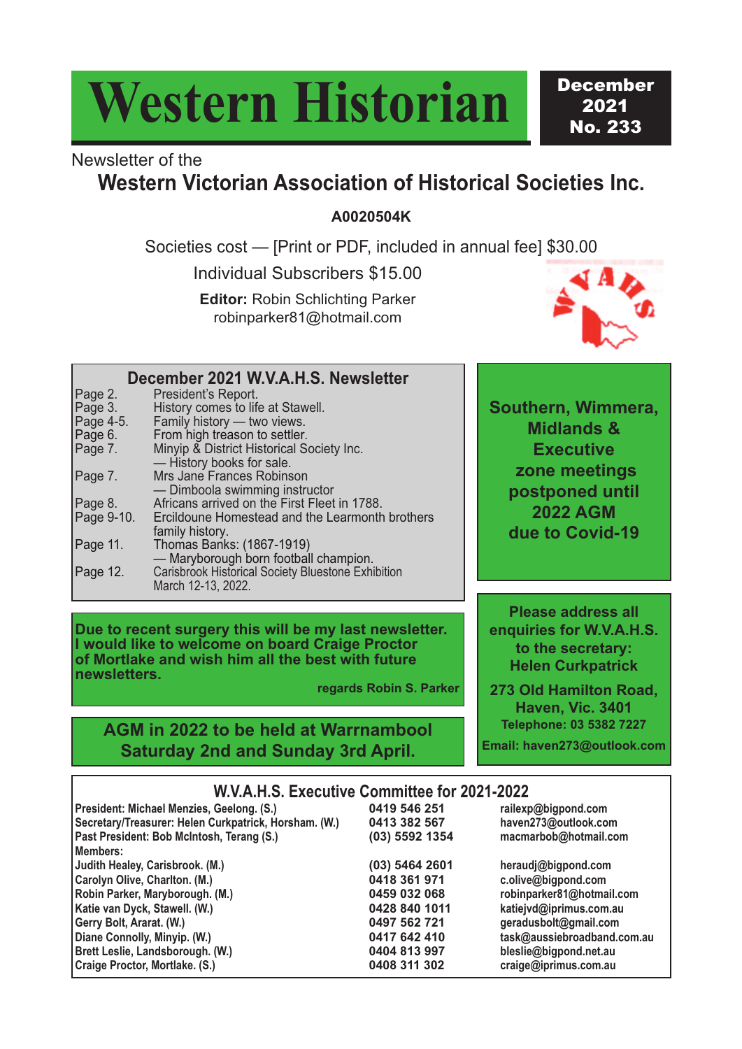# Western Historian

**December 2021 No. 233**

Newsletter of the

## Western Victorian Association of Historical Societies Inc.

**A0020504K**

Societies cost — [Print or PDF, included in annual fee] $30.00

Individual Subscribers $15.00

**Editor:** Robin Schlichting Parker
robinparker81@hotmail.com

WVAHS

### December 2021 W.V.A.H.S. Newsletter

| Page | Contents |
|---|---|
| Page 2. | President's Report. |
| Page 3. | History comes to life at Stawell. |
| Page 4-5. | Family history — two views. |
| Page 6. | From high treason to settler. |
| Page 7. | Minyip & District Historical Society Inc. — History books for sale. |
| Page 7. | Mrs Jane Frances Robinson — Dimboola swimming instructor |
| Page 8. | Africans arrived on the First Fleet in 1788. |
| Page 9-10. | Ercildoune Homestead and the Learmonth brothers family history. |
| Page 11. | Thomas Banks: (1867-1919) — Maryborough born football champion. |
| Page 12. | Carisbrook Historical Society Bluestone Exhibition March 12-13, 2022. |

**Southern, Wimmera, Midlands & Executive zone meetings postponed until 2022 AGM due to Covid-19**

**Due to recent surgery this will be my last newsletter. I would like to welcome on board Craige Proctor of Mortlake and wish him all the best with future newsletters.**

**regards Robin S. Parker**

**Please address all enquiries for W.V.A.H.S. to the secretary: Helen Curkpatrick**

**273 Old Hamilton Road, Haven, Vic. 3401**
**Telephone: 03 5382 7227**
**Email: haven273@outlook.com**

**AGM in 2022 to be held at Warrnambool Saturday 2nd and Sunday 3rd April.**

### W.V.A.H.S. Executive Committee for 2021-2022

| | | |
|---|---|---|
| President: Michael Menzies, Geelong. (S.) | 0419 546 251 | railexp@bigpond.com |
| Secretary/Treasurer: Helen Curkpatrick, Horsham. (W.) | 0413 382 567 | haven273@outlook.com |
| Past President: Bob McIntosh, Terang (S.) | (03) 5592 1354 | macmarbob@hotmail.com |
| Members: | | |
| Judith Healey, Carisbrook. (M.) | (03) 5464 2601 | heraudj@bigpond.com |
| Carolyn Olive, Charlton. (M.) | 0418 361 971 | c.olive@bigpond.com |
| Robin Parker, Maryborough. (M.) | 0459 032 068 | robinparker81@hotmail.com |
| Katie van Dyck, Stawell. (W.) | 0428 840 1011 | katiejvd@iprimus.com.au |
| Gerry Bolt, Ararat. (W.) | 0497 562 721 | geradusbolt@gmail.com |
| Diane Connolly, Minyip. (W.) | 0417 642 410 | task@aussiebroadband.com.au |
| Brett Leslie, Landsborough. (W.) | 0404 813 997 | bleslie@bigpond.net.au |
| Craige Proctor, Mortlake. (S.) | 0408 311 302 | craige@iprimus.com.au |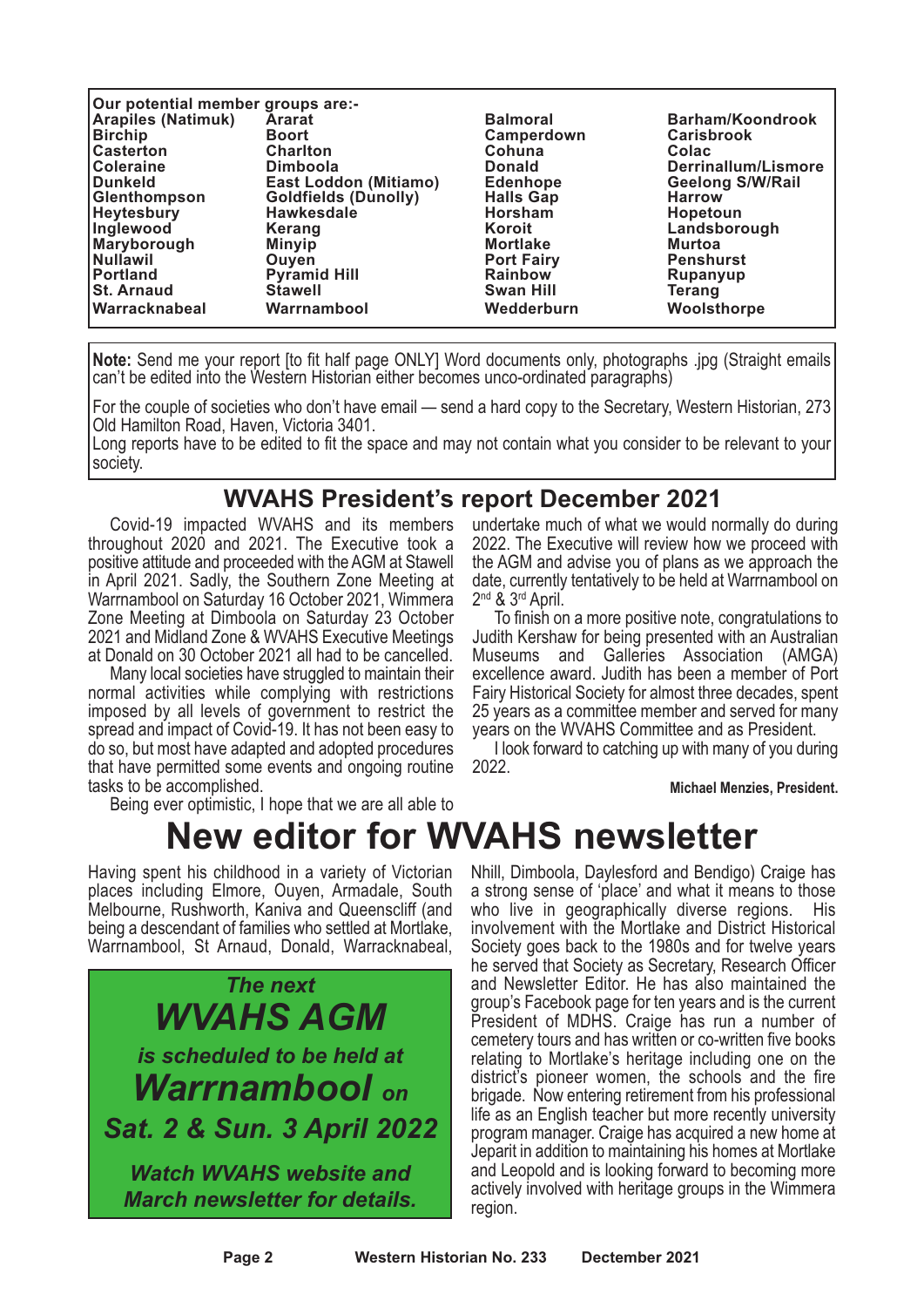**Our potential member groups are:-**

| | | | |
|---|---|---|---|
| **Arapiles (Natimuk)** | **Ararat** | **Balmoral** | **Barham/Koondrook** |
| **Birchip** | **Boort** | **Camperdown** | **Carisbrook** |
| **Casterton** | **Charlton** | **Cohuna** | **Colac** |
| **Coleraine** | **Dimboola** | **Donald** | **Derrinallum/Lismore** |
| **Dunkeld** | **East Loddon (Mitiamo)** | **Edenhope** | **Geelong S/W/Rail** |
| **Glenthompson** | **Goldfields (Dunolly)** | **Halls Gap** | **Harrow** |
| **Heytesbury** | **Hawkesdale** | **Horsham** | **Hopetoun** |
| **Inglewood** | **Kerang** | **Koroit** | **Landsborough** |
| **Maryborough** | **Minyip** | **Mortlake** | **Murtoa** |
| **Nullawil** | **Ouyen** | **Port Fairy** | **Penshurst** |
| **Portland** | **Pyramid Hill** | **Rainbow** | **Rupanyup** |
| **St. Arnaud** | **Stawell** | **Swan Hill** | **Terang** |
| **Warracknabeal** | **Warrnambool** | **Wedderburn** | **Woolsthorpe** |

**Note:** Send me your report [to fit half page ONLY] Word documents only, photographs .jpg (Straight emails can't be edited into the Western Historian either becomes unco-ordinated paragraphs)

For the couple of societies who don't have email — send a hard copy to the Secretary, Western Historian, 273 Old Hamilton Road, Haven, Victoria 3401.

Long reports have to be edited to fit the space and may not contain what you consider to be relevant to your society.

## WVAHS President's report December 2021

Covid-19 impacted WVAHS and its members throughout 2020 and 2021. The Executive took a positive attitude and proceeded with the AGM at Stawell in April 2021. Sadly, the Southern Zone Meeting at Warrnambool on Saturday 16 October 2021, Wimmera Zone Meeting at Dimboola on Saturday 23 October 2021 and Midland Zone & WVAHS Executive Meetings at Donald on 30 October 2021 all had to be cancelled.

Many local societies have struggled to maintain their normal activities while complying with restrictions imposed by all levels of government to restrict the spread and impact of Covid-19. It has not been easy to do so, but most have adapted and adopted procedures that have permitted some events and ongoing routine tasks to be accomplished.

Being ever optimistic, I hope that we are all able to undertake much of what we would normally do during 2022. The Executive will review how we proceed with the AGM and advise you of plans as we approach the date, currently tentatively to be held at Warrnambool on 2nd & 3rd April.

To finish on a more positive note, congratulations to Judith Kershaw for being presented with an Australian Museums and Galleries Association (AMGA) excellence award. Judith has been a member of Port Fairy Historical Society for almost three decades, spent 25 years as a committee member and served for many years on the WVAHS Committee and as President.

I look forward to catching up with many of you during 2022.

**Michael Menzies, President.**

# New editor for WVAHS newsletter

Having spent his childhood in a variety of Victorian places including Elmore, Ouyen, Armadale, South Melbourne, Rushworth, Kaniva and Queenscliff (and being a descendant of families who settled at Mortlake, Warrnambool, St Arnaud, Donald, Warracknabeal, Nhill, Dimboola, Daylesford and Bendigo) Craige has a strong sense of 'place' and what it means to those who live in geographically diverse regions. His involvement with the Mortlake and District Historical Society goes back to the 1980s and for twelve years he served that Society as Secretary, Research Officer and Newsletter Editor. He has also maintained the group's Facebook page for ten years and is the current President of MDHS. Craige has run a number of cemetery tours and has written or co-written five books relating to Mortlake's heritage including one on the district's pioneer women, the schools and the fire brigade. Now entering retirement from his professional life as an English teacher but more recently university program manager. Craige has acquired a new home at Jeparit in addition to maintaining his homes at Mortlake and Leopold and is looking forward to becoming more actively involved with heritage groups in the Wimmera region.

***The next***
***WVAHS AGM***
***is scheduled to be held at***
***Warrnambool on***
***Sat. 2 & Sun. 3 April 2022***

***Watch WVAHS website and March newsletter for details.***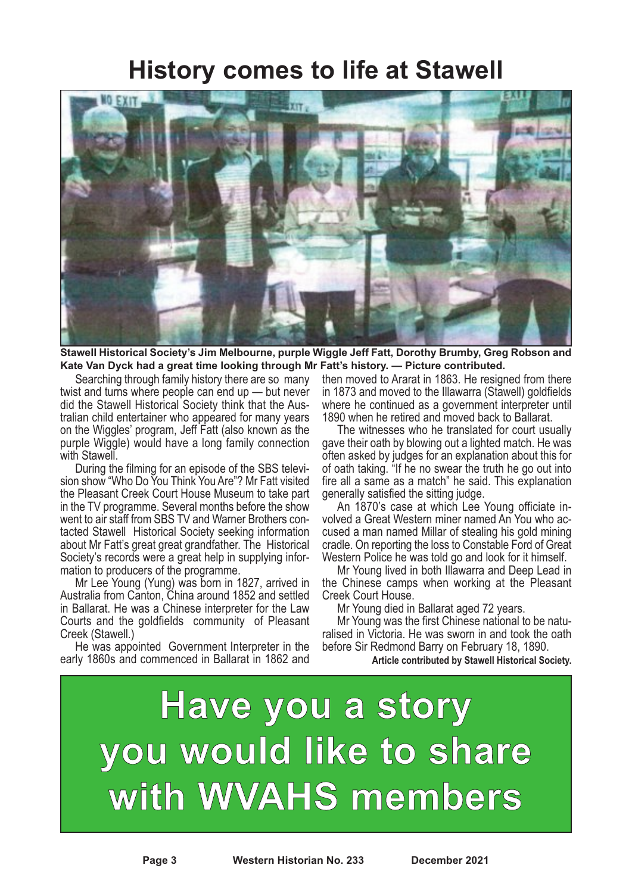# History comes to life at Stawell

**Stawell Historical Society's Jim Melbourne, purple Wiggle Jeff Fatt, Dorothy Brumby, Greg Robson and Kate Van Dyck had a great time looking through Mr Fatt's history. — Picture contributed.**

Searching through family history there are so many twist and turns where people can end up — but never did the Stawell Historical Society think that the Australian child entertainer who appeared for many years on the Wiggles' program, Jeff Fatt (also known as the purple Wiggle) would have a long family connection with Stawell.

During the filming for an episode of the SBS television show "Who Do You Think You Are"? Mr Fatt visited the Pleasant Creek Court House Museum to take part in the TV programme. Several months before the show went to air staff from SBS TV and Warner Brothers contacted Stawell Historical Society seeking information about Mr Fatt's great great grandfather. The Historical Society's records were a great help in supplying information to producers of the programme.

Mr Lee Young (Yung) was born in 1827, arrived in Australia from Canton, China around 1852 and settled in Ballarat. He was a Chinese interpreter for the Law Courts and the goldfields community of Pleasant Creek (Stawell.)

He was appointed Government Interpreter in the early 1860s and commenced in Ballarat in 1862 and then moved to Ararat in 1863. He resigned from there in 1873 and moved to the Illawarra (Stawell) goldfields where he continued as a government interpreter until 1890 when he retired and moved back to Ballarat.

The witnesses who he translated for court usually gave their oath by blowing out a lighted match. He was often asked by judges for an explanation about this for of oath taking. "If he no swear the truth he go out into fire all a same as a match" he said. This explanation generally satisfied the sitting judge.

An 1870's case at which Lee Young officiate involved a Great Western miner named An You who accused a man named Millar of stealing his gold mining cradle. On reporting the loss to Constable Ford of Great Western Police he was told go and look for it himself.

Mr Young lived in both Illawarra and Deep Lead in the Chinese camps when working at the Pleasant Creek Court House.

Mr Young died in Ballarat aged 72 years.

Mr Young was the first Chinese national to be naturalised in Victoria. He was sworn in and took the oath before Sir Redmond Barry on February 18, 1890.

**Article contributed by Stawell Historical Society.**

**Have you a story you would like to share with WVAHS members**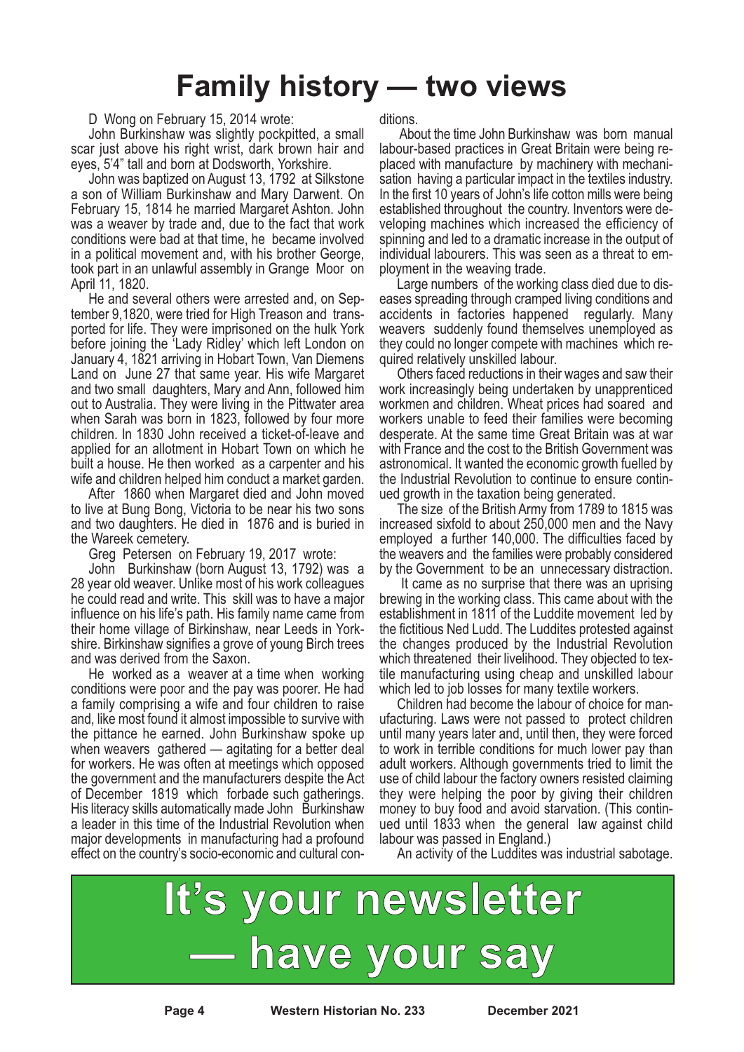# Family history — two views

D Wong on February 15, 2014 wrote:

John Burkinshaw was slightly pockpitted, a small scar just above his right wrist, dark brown hair and eyes, 5'4" tall and born at Dodsworth, Yorkshire.

John was baptized on August 13, 1792 at Silkstone a son of William Burkinshaw and Mary Darwent. On February 15, 1814 he married Margaret Ashton. John was a weaver by trade and, due to the fact that work conditions were bad at that time, he became involved in a political movement and, with his brother George, took part in an unlawful assembly in Grange Moor on April 11, 1820.

He and several others were arrested and, on September 9,1820, were tried for High Treason and transported for life. They were imprisoned on the hulk York before joining the 'Lady Ridley' which left London on January 4, 1821 arriving in Hobart Town, Van Diemens Land on June 27 that same year. His wife Margaret and two small daughters, Mary and Ann, followed him out to Australia. They were living in the Pittwater area when Sarah was born in 1823, followed by four more children. In 1830 John received a ticket-of-leave and applied for an allotment in Hobart Town on which he built a house. He then worked as a carpenter and his wife and children helped him conduct a market garden.

After 1860 when Margaret died and John moved to live at Bung Bong, Victoria to be near his two sons and two daughters. He died in 1876 and is buried in the Wareek cemetery.

Greg Petersen on February 19, 2017 wrote:

John Burkinshaw (born August 13, 1792) was a 28 year old weaver. Unlike most of his work colleagues he could read and write. This skill was to have a major influence on his life's path. His family name came from their home village of Birkinshaw, near Leeds in Yorkshire. Birkinshaw signifies a grove of young Birch trees and was derived from the Saxon.

He worked as a weaver at a time when working conditions were poor and the pay was poorer. He had a family comprising a wife and four children to raise and, like most found it almost impossible to survive with the pittance he earned. John Burkinshaw spoke up when weavers gathered — agitating for a better deal for workers. He was often at meetings which opposed the government and the manufacturers despite the Act of December 1819 which forbade such gatherings. His literacy skills automatically made John Burkinshaw a leader in this time of the Industrial Revolution when major developments in manufacturing had a profound effect on the country's socio-economic and cultural conditions.

About the time John Burkinshaw was born manual labour-based practices in Great Britain were being replaced with manufacture by machinery with mechanisation having a particular impact in the textiles industry. In the first 10 years of John's life cotton mills were being established throughout the country. Inventors were developing machines which increased the efficiency of spinning and led to a dramatic increase in the output of individual labourers. This was seen as a threat to employment in the weaving trade.

Large numbers of the working class died due to diseases spreading through cramped living conditions and accidents in factories happened regularly. Many weavers suddenly found themselves unemployed as they could no longer compete with machines which required relatively unskilled labour.

Others faced reductions in their wages and saw their work increasingly being undertaken by unapprenticed workmen and children. Wheat prices had soared and workers unable to feed their families were becoming desperate. At the same time Great Britain was at war with France and the cost to the British Government was astronomical. It wanted the economic growth fuelled by the Industrial Revolution to continue to ensure continued growth in the taxation being generated.

The size of the British Army from 1789 to 1815 was increased sixfold to about 250,000 men and the Navy employed a further 140,000. The difficulties faced by the weavers and the families were probably considered by the Government to be an unnecessary distraction.

It came as no surprise that there was an uprising brewing in the working class. This came about with the establishment in 1811 of the Luddite movement led by the fictitious Ned Ludd. The Luddites protested against the changes produced by the Industrial Revolution which threatened their livelihood. They objected to textile manufacturing using cheap and unskilled labour which led to job losses for many textile workers.

Children had become the labour of choice for manufacturing. Laws were not passed to protect children until many years later and, until then, they were forced to work in terrible conditions for much lower pay than adult workers. Although governments tried to limit the use of child labour the factory owners resisted claiming they were helping the poor by giving their children money to buy food and avoid starvation. (This continued until 1833 when the general law against child labour was passed in England.)

An activity of the Luddites was industrial sabotage.

**It's your newsletter — have your say**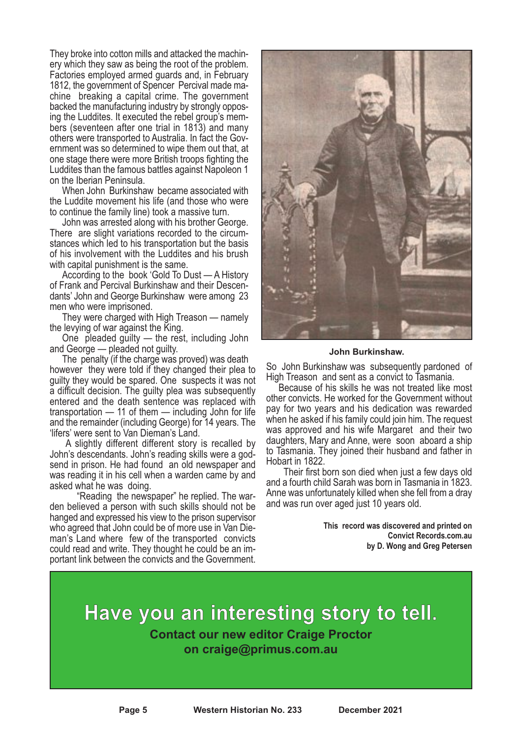They broke into cotton mills and attacked the machinery which they saw as being the root of the problem. Factories employed armed guards and, in February 1812, the government of Spencer Percival made machine breaking a capital crime. The government backed the manufacturing industry by strongly opposing the Luddites. It executed the rebel group's members (seventeen after one trial in 1813) and many others were transported to Australia. In fact the Government was so determined to wipe them out that, at one stage there were more British troops fighting the Luddites than the famous battles against Napoleon 1 on the Iberian Peninsula.

When John Burkinshaw became associated with the Luddite movement his life (and those who were to continue the family line) took a massive turn.

John was arrested along with his brother George. There are slight variations recorded to the circumstances which led to his transportation but the basis of his involvement with the Luddites and his brush with capital punishment is the same.

According to the book 'Gold To Dust — A History of Frank and Percival Burkinshaw and their Descendants' John and George Burkinshaw were among 23 men who were imprisoned.

They were charged with High Treason — namely the levying of war against the King.

One pleaded guilty — the rest, including John and George — pleaded not guilty.

The penalty (if the charge was proved) was death however they were told if they changed their plea to guilty they would be spared. One suspects it was not a difficult decision. The guilty plea was subsequently entered and the death sentence was replaced with transportation — 11 of them — including John for life and the remainder (including George) for 14 years. The 'lifers' were sent to Van Dieman's Land.

A slightly different different story is recalled by John's descendants. John's reading skills were a godsend in prison. He had found an old newspaper and was reading it in his cell when a warden came by and asked what he was doing.

"Reading the newspaper" he replied. The warden believed a person with such skills should not be hanged and expressed his view to the prison supervisor who agreed that John could be of more use in Van Dieman's Land where few of the transported convicts could read and write. They thought he could be an important link between the convicts and the Government.

**John Burkinshaw.**

So John Burkinshaw was subsequently pardoned of High Treason and sent as a convict to Tasmania.

Because of his skills he was not treated like most other convicts. He worked for the Government without pay for two years and his dedication was rewarded when he asked if his family could join him. The request was approved and his wife Margaret and their two daughters, Mary and Anne, were soon aboard a ship to Tasmania. They joined their husband and father in Hobart in 1822.

Their first born son died when just a few days old and a fourth child Sarah was born in Tasmania in 1823. Anne was unfortunately killed when she fell from a dray and was run over aged just 10 years old.

**This record was discovered and printed on Convict Records.com.au by D. Wong and Greg Petersen**

## Have you an interesting story to tell.

**Contact our new editor Craige Proctor on craige@primus.com.au**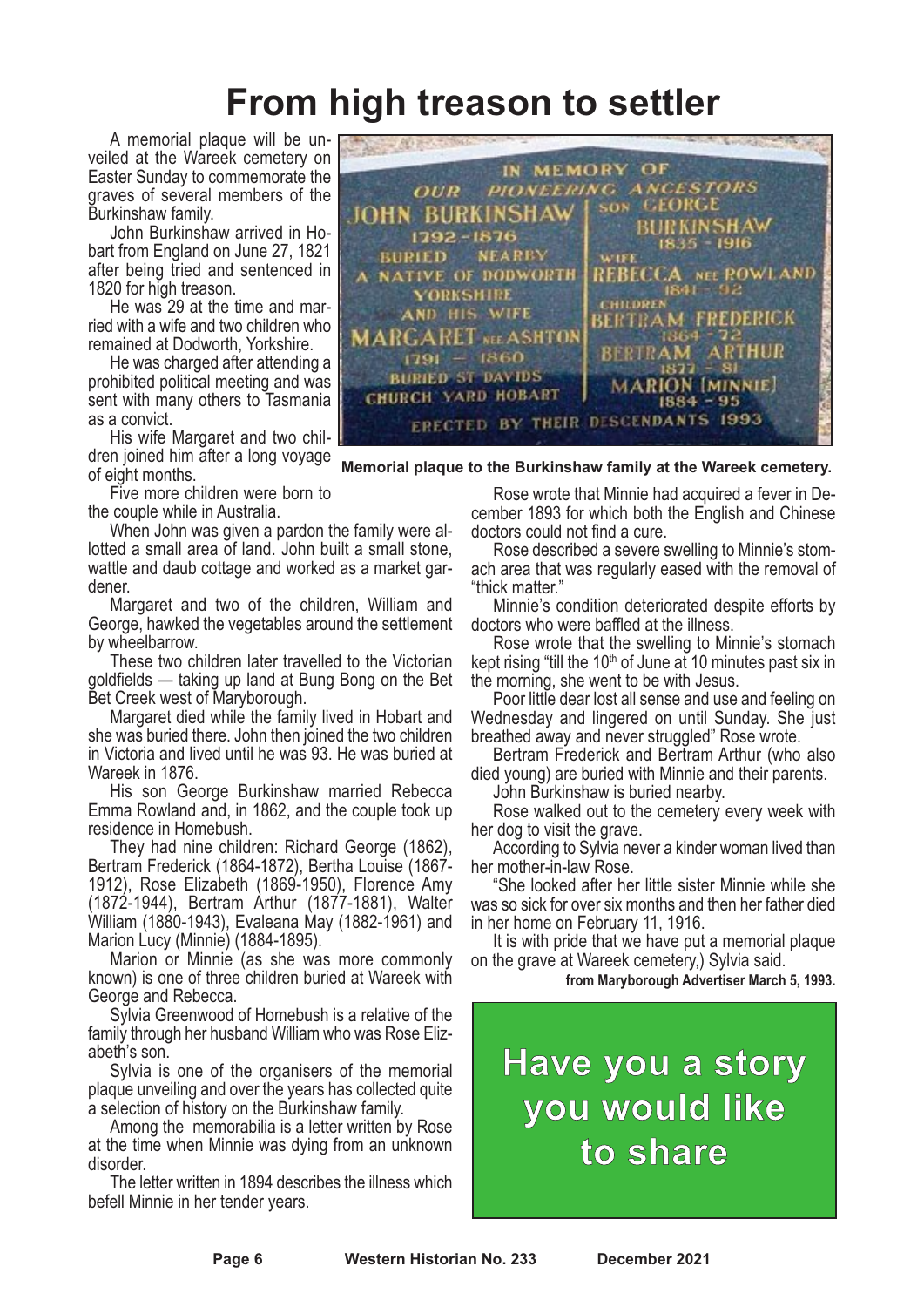# From high treason to settler

A memorial plaque will be unveiled at the Wareek cemetery on Easter Sunday to commemorate the graves of several members of the Burkinshaw family.

John Burkinshaw arrived in Hobart from England on June 27, 1821 after being tried and sentenced in 1820 for high treason.

He was 29 at the time and married with a wife and two children who remained at Dodworth, Yorkshire.

He was charged after attending a prohibited political meeting and was sent with many others to Tasmania as a convict.

His wife Margaret and two children joined him after a long voyage of eight months.

Five more children were born to the couple while in Australia.

When John was given a pardon the family were allotted a small area of land. John built a small stone, wattle and daub cottage and worked as a market gardener.

Margaret and two of the children, William and George, hawked the vegetables around the settlement by wheelbarrow.

These two children later travelled to the Victorian goldfields — taking up land at Bung Bong on the Bet Bet Creek west of Maryborough.

Margaret died while the family lived in Hobart and she was buried there. John then joined the two children in Victoria and lived until he was 93. He was buried at Wareek in 1876.

His son George Burkinshaw married Rebecca Emma Rowland and, in 1862, and the couple took up residence in Homebush.

They had nine children: Richard George (1862), Bertram Frederick (1864-1872), Bertha Louise (1867-1912), Rose Elizabeth (1869-1950), Florence Amy (1872-1944), Bertram Arthur (1877-1881), Walter William (1880-1943), Evaleana May (1882-1961) and Marion Lucy (Minnie) (1884-1895).

Marion or Minnie (as she was more commonly known) is one of three children buried at Wareek with George and Rebecca.

Sylvia Greenwood of Homebush is a relative of the family through her husband William who was Rose Elizabeth's son.

Sylvia is one of the organisers of the memorial plaque unveiling and over the years has collected quite a selection of history on the Burkinshaw family.

Among the memorabilia is a letter written by Rose at the time when Minnie was dying from an unknown disorder.

The letter written in 1894 describes the illness which befell Minnie in her tender years.

IN MEMORY OF
OUR PIONEERING ANCESTORS
JOHN BURKINSHAW
1792 - 1876
BURIED NEARBY
A NATIVE OF DODWORTH
YORKSHIRE
AND HIS WIFE
MARGARET NEE ASHTON
1791 — 1860
BURIED ST DAVIDS
CHURCH YARD HOBART
SON GEORGE
BURKINSHAW
1835 - 1916
WIFE
REBECCA NEE ROWLAND
1841 - 92
CHILDREN
BERTRAM FREDERICK
1864 - 72
BERTRAM ARTHUR
1877 - 81
MARION [MINNIE]
1884 - 95
ERECTED BY THEIR DESCENDANTS 1993

**Memorial plaque to the Burkinshaw family at the Wareek cemetery.**

Rose wrote that Minnie had acquired a fever in December 1893 for which both the English and Chinese doctors could not find a cure.

Rose described a severe swelling to Minnie's stomach area that was regularly eased with the removal of "thick matter."

Minnie's condition deteriorated despite efforts by doctors who were baffled at the illness.

Rose wrote that the swelling to Minnie's stomach kept rising "till the 10th of June at 10 minutes past six in the morning, she went to be with Jesus.

Poor little dear lost all sense and use and feeling on Wednesday and lingered on until Sunday. She just breathed away and never struggled" Rose wrote.

Bertram Frederick and Bertram Arthur (who also died young) are buried with Minnie and their parents.

John Burkinshaw is buried nearby.

Rose walked out to the cemetery every week with her dog to visit the grave.

According to Sylvia never a kinder woman lived than her mother-in-law Rose.

"She looked after her little sister Minnie while she was so sick for over six months and then her father died in her home on February 11, 1916.

It is with pride that we have put a memorial plaque on the grave at Wareek cemetery,) Sylvia said.

**from Maryborough Advertiser March 5, 1993.**

**Have you a story you would like to share**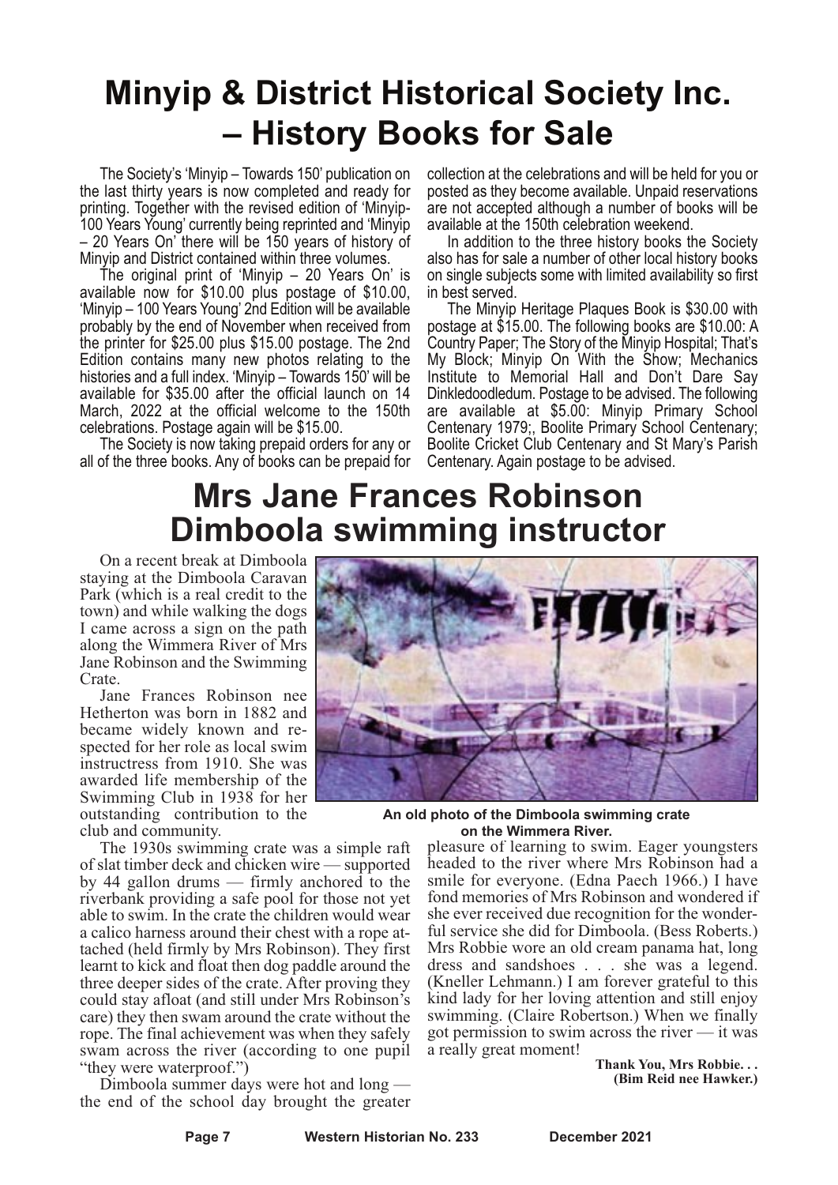# Minyip & District Historical Society Inc. – History Books for Sale

The Society's 'Minyip – Towards 150' publication on the last thirty years is now completed and ready for printing. Together with the revised edition of 'Minyip-100 Years Young' currently being reprinted and 'Minyip – 20 Years On' there will be 150 years of history of Minyip and District contained within three volumes.

The original print of 'Minyip – 20 Years On' is available now for $10.00 plus postage of $10.00, 'Minyip – 100 Years Young' 2nd Edition will be available probably by the end of November when received from the printer for $25.00 plus $15.00 postage. The 2nd Edition contains many new photos relating to the histories and a full index. 'Minyip – Towards 150' will be available for $35.00 after the official launch on 14 March, 2022 at the official welcome to the 150th celebrations. Postage again will be $15.00.

The Society is now taking prepaid orders for any or all of the three books. Any of books can be prepaid for collection at the celebrations and will be held for you or posted as they become available. Unpaid reservations are not accepted although a number of books will be available at the 150th celebration weekend.

In addition to the three history books the Society also has for sale a number of other local history books on single subjects some with limited availability so first in best served.

The Minyip Heritage Plaques Book is $30.00 with postage at $15.00. The following books are $10.00: A Country Paper; The Story of the Minyip Hospital; That's My Block; Minyip On With the Show; Mechanics Institute to Memorial Hall and Don't Dare Say Dinkledoodledum. Postage to be advised. The following are available at $5.00: Minyip Primary School Centenary 1979;, Boolite Primary School Centenary; Boolite Cricket Club Centenary and St Mary's Parish Centenary. Again postage to be advised.

# Mrs Jane Frances Robinson Dimboola swimming instructor

On a recent break at Dimboola staying at the Dimboola Caravan Park (which is a real credit to the town) and while walking the dogs I came across a sign on the path along the Wimmera River of Mrs Jane Robinson and the Swimming Crate.

Jane Frances Robinson nee Hetherton was born in 1882 and became widely known and respected for her role as local swim instructress from 1910. She was awarded life membership of the Swimming Club in 1938 for her outstanding contribution to the club and community.

**An old photo of the Dimboola swimming crate on the Wimmera River.**

The 1930s swimming crate was a simple raft of slat timber deck and chicken wire — supported by 44 gallon drums — firmly anchored to the riverbank providing a safe pool for those not yet able to swim. In the crate the children would wear a calico harness around their chest with a rope attached (held firmly by Mrs Robinson). They first learnt to kick and float then dog paddle around the three deeper sides of the crate. After proving they could stay afloat (and still under Mrs Robinson's care) they then swam around the crate without the rope. The final achievement was when they safely swam across the river (according to one pupil "they were waterproof.")

Dimboola summer days were hot and long — the end of the school day brought the greater pleasure of learning to swim. Eager youngsters headed to the river where Mrs Robinson had a smile for everyone. (Edna Paech 1966.) I have fond memories of Mrs Robinson and wondered if she ever received due recognition for the wonderful service she did for Dimboola. (Bess Roberts.) Mrs Robbie wore an old cream panama hat, long dress and sandshoes . . . she was a legend. (Kneller Lehmann.) I am forever grateful to this kind lady for her loving attention and still enjoy swimming. (Claire Robertson.) When we finally got permission to swim across the river — it was a really great moment!

**Thank You, Mrs Robbie. . .**
**(Bim Reid nee Hawker.)**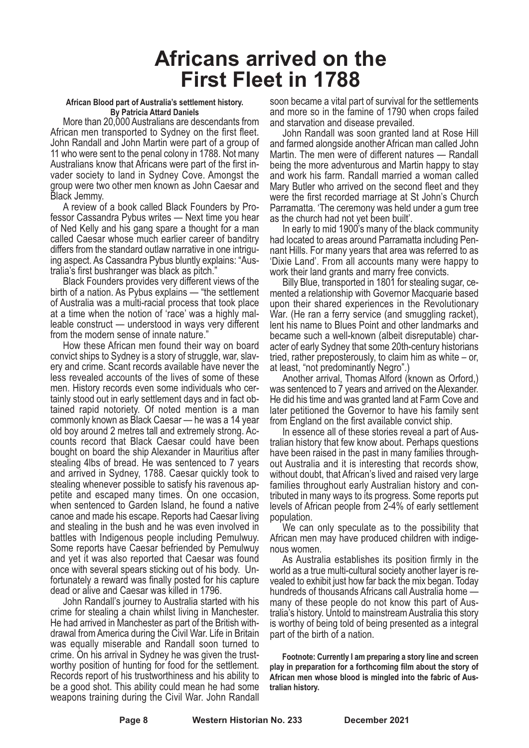# Africans arrived on the First Fleet in 1788

**African Blood part of Australia's settlement history.**
**By Patricia Attard Daniels**

More than 20,000 Australians are descendants from African men transported to Sydney on the first fleet. John Randall and John Martin were part of a group of 11 who were sent to the penal colony in 1788. Not many Australians know that Africans were part of the first invader society to land in Sydney Cove. Amongst the group were two other men known as John Caesar and Black Jemmy.

A review of a book called Black Founders by Professor Cassandra Pybus writes — Next time you hear of Ned Kelly and his gang spare a thought for a man called Caesar whose much earlier career of banditry differs from the standard outlaw narrative in one intriguing aspect. As Cassandra Pybus bluntly explains: "Australia's first bushranger was black as pitch."

Black Founders provides very different views of the birth of a nation. As Pybus explains — "the settlement of Australia was a multi-racial process that took place at a time when the notion of 'race' was a highly malleable construct — understood in ways very different from the modern sense of innate nature."

How these African men found their way on board convict ships to Sydney is a story of struggle, war, slavery and crime. Scant records available have never the less revealed accounts of the lives of some of these men. History records even some individuals who certainly stood out in early settlement days and in fact obtained rapid notoriety. Of noted mention is a man commonly known as Black Caesar — he was a 14 year old boy around 2 metres tall and extremely strong. Accounts record that Black Caesar could have been bought on board the ship Alexander in Mauritius after stealing 4lbs of bread. He was sentenced to 7 years and arrived in Sydney, 1788. Caesar quickly took to stealing whenever possible to satisfy his ravenous appetite and escaped many times. On one occasion, when sentenced to Garden Island, he found a native canoe and made his escape. Reports had Caesar living and stealing in the bush and he was even involved in battles with Indigenous people including Pemulwuy. Some reports have Caesar befriended by Pemulwuy and yet it was also reported that Caesar was found once with several spears sticking out of his body. Unfortunately a reward was finally posted for his capture dead or alive and Caesar was killed in 1796.

John Randall's journey to Australia started with his crime for stealing a chain whilst living in Manchester. He had arrived in Manchester as part of the British withdrawal from America during the Civil War. Life in Britain was equally miserable and Randall soon turned to crime. On his arrival in Sydney he was given the trustworthy position of hunting for food for the settlement. Records report of his trustworthiness and his ability to be a good shot. This ability could mean he had some weapons training during the Civil War. John Randall soon became a vital part of survival for the settlements and more so in the famine of 1790 when crops failed and starvation and disease prevailed.

John Randall was soon granted land at Rose Hill and farmed alongside another African man called John Martin. The men were of different natures — Randall being the more adventurous and Martin happy to stay and work his farm. Randall married a woman called Mary Butler who arrived on the second fleet and they were the first recorded marriage at St John's Church Parramatta. 'The ceremony was held under a gum tree as the church had not yet been built'.

In early to mid 1900's many of the black community had located to areas around Parramatta including Pennant Hills. For many years that area was referred to as 'Dixie Land'. From all accounts many were happy to work their land grants and marry free convicts.

Billy Blue, transported in 1801 for stealing sugar, cemented a relationship with Governor Macquarie based upon their shared experiences in the Revolutionary War. (He ran a ferry service (and smuggling racket), lent his name to Blues Point and other landmarks and became such a well-known (albeit disreputable) character of early Sydney that some 20th-century historians tried, rather preposterously, to claim him as white – or, at least, "not predominantly Negro".)

Another arrival, Thomas Alford (known as Orford,) was sentenced to 7 years and arrived on the Alexander. He did his time and was granted land at Farm Cove and later petitioned the Governor to have his family sent from England on the first available convict ship.

In essence all of these stories reveal a part of Australian history that few know about. Perhaps questions have been raised in the past in many families throughout Australia and it is interesting that records show, without doubt, that African's lived and raised very large families throughout early Australian history and contributed in many ways to its progress. Some reports put levels of African people from 2-4% of early settlement population.

We can only speculate as to the possibility that African men may have produced children with indigenous women.

As Australia establishes its position firmly in the world as a true multi-cultural society another layer is revealed to exhibit just how far back the mix began. Today hundreds of thousands Africans call Australia home — many of these people do not know this part of Australia's history. Untold to mainstream Australia this story is worthy of being told of being presented as a integral part of the birth of a nation.

**Footnote: Currently I am preparing a story line and screen play in preparation for a forthcoming film about the story of African men whose blood is mingled into the fabric of Australian history.**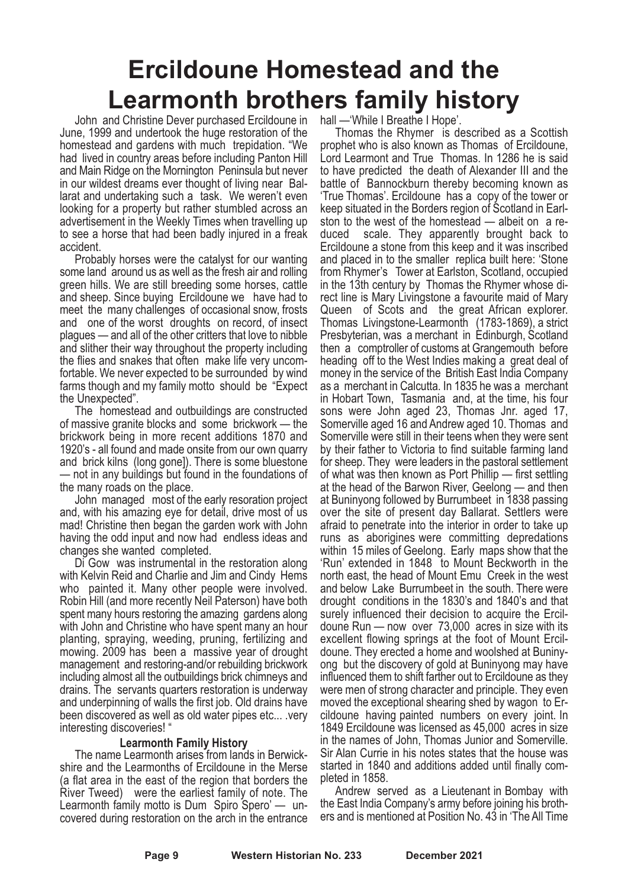# Ercildoune Homestead and the Learmonth brothers family history

John and Christine Dever purchased Ercildoune in June, 1999 and undertook the huge restoration of the homestead and gardens with much trepidation. "We had lived in country areas before including Panton Hill and Main Ridge on the Mornington Peninsula but never in our wildest dreams ever thought of living near Ballarat and undertaking such a task. We weren't even looking for a property but rather stumbled across an advertisement in the Weekly Times when travelling up to see a horse that had been badly injured in a freak accident.

Probably horses were the catalyst for our wanting some land around us as well as the fresh air and rolling green hills. We are still breeding some horses, cattle and sheep. Since buying Ercildoune we have had to meet the many challenges of occasional snow, frosts and one of the worst droughts on record, of insect plagues — and all of the other critters that love to nibble and slither their way throughout the property including the flies and snakes that often make life very uncomfortable. We never expected to be surrounded by wind farms though and my family motto should be "Expect the Unexpected".

The homestead and outbuildings are constructed of massive granite blocks and some brickwork — the brickwork being in more recent additions 1870 and 1920's - all found and made onsite from our own quarry and brick kilns (long gone]). There is some bluestone — not in any buildings but found in the foundations of the many roads on the place.

John managed most of the early resoration project and, with his amazing eye for detail, drive most of us mad! Christine then began the garden work with John having the odd input and now had endless ideas and changes she wanted completed.

Di Gow was instrumental in the restoration along with Kelvin Reid and Charlie and Jim and Cindy Hems who painted it. Many other people were involved. Robin Hill (and more recently Neil Paterson) have both spent many hours restoring the amazing gardens along with John and Christine who have spent many an hour planting, spraying, weeding, pruning, fertilizing and mowing. 2009 has been a massive year of drought management and restoring-and/or rebuilding brickwork including almost all the outbuildings brick chimneys and drains. The servants quarters restoration is underway and underpinning of walls the first job. Old drains have been discovered as well as old water pipes etc... .very interesting discoveries! "

## Learmonth Family History

The name Learmonth arises from lands in Berwickshire and the Learmonths of Ercildoune in the Merse (a flat area in the east of the region that borders the River Tweed) were the earliest family of note. The Learmonth family motto is Dum Spiro Spero' — uncovered during restoration on the arch in the entrance hall —'While I Breathe I Hope'.

Thomas the Rhymer is described as a Scottish prophet who is also known as Thomas of Ercildoune, Lord Learmont and True Thomas. In 1286 he is said to have predicted the death of Alexander III and the battle of Bannockburn thereby becoming known as 'True Thomas'. Ercildoune has a copy of the tower or keep situated in the Borders region of Scotland in Earlston to the west of the homestead — albeit on a reduced scale. They apparently brought back to Ercildoune a stone from this keep and it was inscribed and placed in to the smaller replica built here: 'Stone from Rhymer's Tower at Earlston, Scotland, occupied in the 13th century by Thomas the Rhymer whose direct line is Mary Livingstone a favourite maid of Mary Queen of Scots and the great African explorer. Thomas Livingstone-Learmonth (1783-1869), a strict Presbyterian, was a merchant in Edinburgh, Scotland then a comptroller of customs at Grangemouth before heading off to the West Indies making a great deal of money in the service of the British East India Company as a merchant in Calcutta. In 1835 he was a merchant in Hobart Town, Tasmania and, at the time, his four sons were John aged 23, Thomas Jnr. aged 17, Somerville aged 16 and Andrew aged 10. Thomas and Somerville were still in their teens when they were sent by their father to Victoria to find suitable farming land for sheep. They were leaders in the pastoral settlement of what was then known as Port Phillip — first settling at the head of the Barwon River, Geelong — and then at Buninyong followed by Burrumbeet in 1838 passing over the site of present day Ballarat. Settlers were afraid to penetrate into the interior in order to take up runs as aborigines were committing depredations within 15 miles of Geelong. Early maps show that the 'Run' extended in 1848 to Mount Beckworth in the north east, the head of Mount Emu Creek in the west and below Lake Burrumbeet in the south. There were drought conditions in the 1830's and 1840's and that surely influenced their decision to acquire the Ercildoune Run — now over 73,000 acres in size with its excellent flowing springs at the foot of Mount Ercildoune. They erected a home and woolshed at Buninyong but the discovery of gold at Buninyong may have influenced them to shift farther out to Ercildoune as they were men of strong character and principle. They even moved the exceptional shearing shed by wagon to Ercildoune having painted numbers on every joint. In 1849 Ercildoune was licensed as 45,000 acres in size in the names of John, Thomas Junior and Somerville. Sir Alan Currie in his notes states that the house was started in 1840 and additions added until finally completed in 1858.

Andrew served as a Lieutenant in Bombay with the East India Company's army before joining his brothers and is mentioned at Position No. 43 in 'The All Time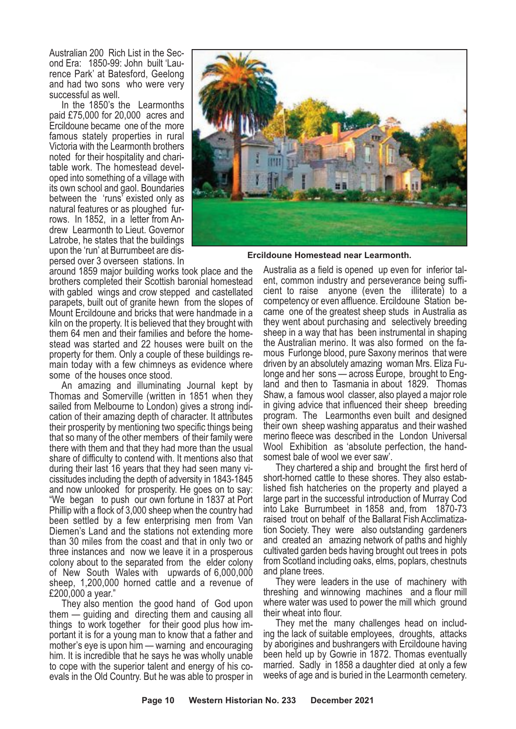Australian 200 Rich List in the Second Era: 1850-99: John built 'Laurence Park' at Batesford, Geelong and had two sons who were very successful as well.

In the 1850's the Learmonths paid £75,000 for 20,000 acres and Ercildoune became one of the more famous stately properties in rural Victoria with the Learmonth brothers noted for their hospitality and charitable work. The homestead developed into something of a village with its own school and gaol. Boundaries between the 'runs' existed only as natural features or as ploughed furrows. In 1852, in a letter from Andrew Learmonth to Lieut. Governor Latrobe, he states that the buildings upon the 'run' at Burrumbeet are dispersed over 3 overseen stations. In around 1859 major building works took place and the brothers completed their Scottish baronial homestead with gabled wings and crow stepped and castellated parapets, built out of granite hewn from the slopes of Mount Ercildoune and bricks that were handmade in a kiln on the property. It is believed that they brought with them 64 men and their families and before the homestead was started and 22 houses were built on the property for them. Only a couple of these buildings remain today with a few chimneys as evidence where some of the houses once stood.

**Ercildoune Homestead near Learmonth.**

An amazing and illuminating Journal kept by Thomas and Somerville (written in 1851 when they sailed from Melbourne to London) gives a strong indication of their amazing depth of character. It attributes their prosperity by mentioning two specific things being that so many of the other members of their family were there with them and that they had more than the usual share of difficulty to contend with. It mentions also that during their last 16 years that they had seen many vicissitudes including the depth of adversity in 1843-1845 and now unlooked for prosperity. He goes on to say: "We began to push our own fortune in 1837 at Port Phillip with a flock of 3,000 sheep when the country had been settled by a few enterprising men from Van Diemen's Land and the stations not extending more than 30 miles from the coast and that in only two or three instances and now we leave it in a prosperous colony about to the separated from the elder colony of New South Wales with upwards of 6,000,000 sheep, 1,200,000 horned cattle and a revenue of £200,000 a year."

They also mention the good hand of God upon them — guiding and directing them and causing all things to work together for their good plus how important it is for a young man to know that a father and mother's eye is upon him — warning and encouraging him. It is incredible that he says he was wholly unable to cope with the superior talent and energy of his coevals in the Old Country. But he was able to prosper in Australia as a field is opened up even for inferior talent, common industry and perseverance being sufficient to raise anyone (even the illiterate) to a competency or even affluence. Ercildoune Station became one of the greatest sheep studs in Australia as they went about purchasing and selectively breeding sheep in a way that has been instrumental in shaping the Australian merino. It was also formed on the famous Furlonge blood, pure Saxony merinos that were driven by an absolutely amazing woman Mrs. Eliza Fulonge and her sons — across Europe, brought to England and then to Tasmania in about 1829. Thomas Shaw, a famous wool classer, also played a major role in giving advice that influenced their sheep breeding program. The Learmonths even built and designed their own sheep washing apparatus and their washed merino fleece was described in the London Universal Wool Exhibition as 'absolute perfection, the handsomest bale of wool we ever saw'.

They chartered a ship and brought the first herd of short-horned cattle to these shores. They also established fish hatcheries on the property and played a large part in the successful introduction of Murray Cod into Lake Burrumbeet in 1858 and, from 1870-73 raised trout on behalf of the Ballarat Fish Acclimatization Society. They were also outstanding gardeners and created an amazing network of paths and highly cultivated garden beds having brought out trees in pots from Scotland including oaks, elms, poplars, chestnuts and plane trees.

They were leaders in the use of machinery with threshing and winnowing machines and a flour mill where water was used to power the mill which ground their wheat into flour.

They met the many challenges head on including the lack of suitable employees, droughts, attacks by aborigines and bushrangers with Ercildoune having been held up by Gowrie in 1872. Thomas eventually married. Sadly in 1858 a daughter died at only a few weeks of age and is buried in the Learmonth cemetery.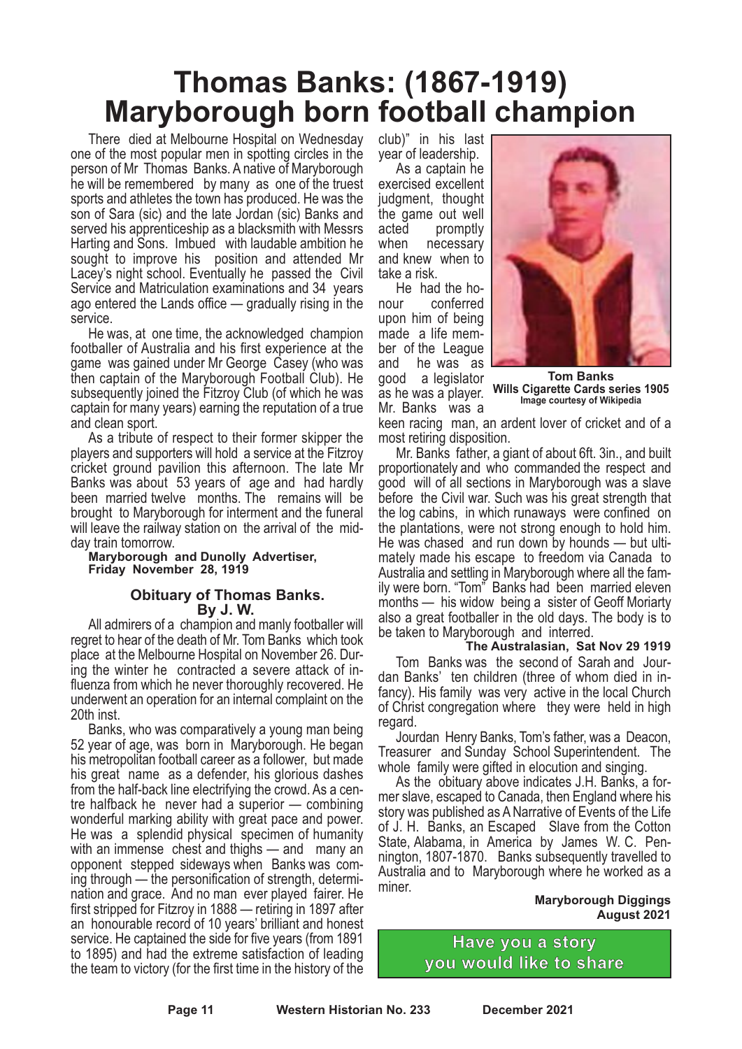# Thomas Banks: (1867-1919) Maryborough born football champion

There died at Melbourne Hospital on Wednesday one of the most popular men in spotting circles in the person of Mr Thomas Banks. A native of Maryborough he will be remembered by many as one of the truest sports and athletes the town has produced. He was the son of Sara (sic) and the late Jordan (sic) Banks and served his apprenticeship as a blacksmith with Messrs Harting and Sons. Imbued with laudable ambition he sought to improve his position and attended Mr Lacey's night school. Eventually he passed the Civil Service and Matriculation examinations and 34 years ago entered the Lands office — gradually rising in the service.

He was, at one time, the acknowledged champion footballer of Australia and his first experience at the game was gained under Mr George Casey (who was then captain of the Maryborough Football Club). He subsequently joined the Fitzroy Club (of which he was captain for many years) earning the reputation of a true and clean sport.

As a tribute of respect to their former skipper the players and supporters will hold a service at the Fitzroy cricket ground pavilion this afternoon. The late Mr Banks was about 53 years of age and had hardly been married twelve months. The remains will be brought to Maryborough for interment and the funeral will leave the railway station on the arrival of the midday train tomorrow.

**Maryborough and Dunolly Advertiser, Friday November 28, 1919**

### Obituary of Thomas Banks. By J. W.

All admirers of a champion and manly footballer will regret to hear of the death of Mr. Tom Banks which took place at the Melbourne Hospital on November 26. During the winter he contracted a severe attack of influenza from which he never thoroughly recovered. He underwent an operation for an internal complaint on the 20th inst.

Banks, who was comparatively a young man being 52 year of age, was born in Maryborough. He began his metropolitan football career as a follower, but made his great name as a defender, his glorious dashes from the half-back line electrifying the crowd. As a centre halfback he never had a superior — combining wonderful marking ability with great pace and power. He was a splendid physical specimen of humanity with an immense chest and thighs — and many an opponent stepped sideways when Banks was coming through — the personification of strength, determination and grace. And no man ever played fairer. He first stripped for Fitzroy in 1888 — retiring in 1897 after an honourable record of 10 years' brilliant and honest service. He captained the side for five years (from 1891 to 1895) and had the extreme satisfaction of leading the team to victory (for the first time in the history of the club)" in his last year of leadership.

As a captain he exercised excellent judgment, thought the game out well acted promptly when necessary and knew when to take a risk.

He had the honour conferred upon him of being made a life member of the League and he was as good a legislator as he was a player. Mr. Banks was a keen racing man, an ardent lover of cricket and of a most retiring disposition.

**Tom Banks**
**Wills Cigarette Cards series 1905**
**Image courtesy of Wikipedia**

Mr. Banks father, a giant of about 6ft. 3in., and built proportionately and who commanded the respect and good will of all sections in Maryborough was a slave before the Civil war. Such was his great strength that the log cabins, in which runaways were confined on the plantations, were not strong enough to hold him. He was chased and run down by hounds — but ultimately made his escape to freedom via Canada to Australia and settling in Maryborough where all the family were born. "Tom" Banks had been married eleven months — his widow being a sister of Geoff Moriarty also a great footballer in the old days. The body is to be taken to Maryborough and interred.

**The Australasian, Sat Nov 29 1919**

Tom Banks was the second of Sarah and Jourdan Banks' ten children (three of whom died in infancy). His family was very active in the local Church of Christ congregation where they were held in high regard.

Jourdan Henry Banks, Tom's father, was a Deacon, Treasurer and Sunday School Superintendent. The whole family were gifted in elocution and singing.

As the obituary above indicates J.H. Banks, a former slave, escaped to Canada, then England where his story was published as A Narrative of Events of the Life of J. H. Banks, an Escaped Slave from the Cotton State, Alabama, in America by James W. C. Pennington, 1807-1870. Banks subsequently travelled to Australia and to Maryborough where he worked as a miner.

**Maryborough Diggings**
**August 2021**

**Have you a story you would like to share**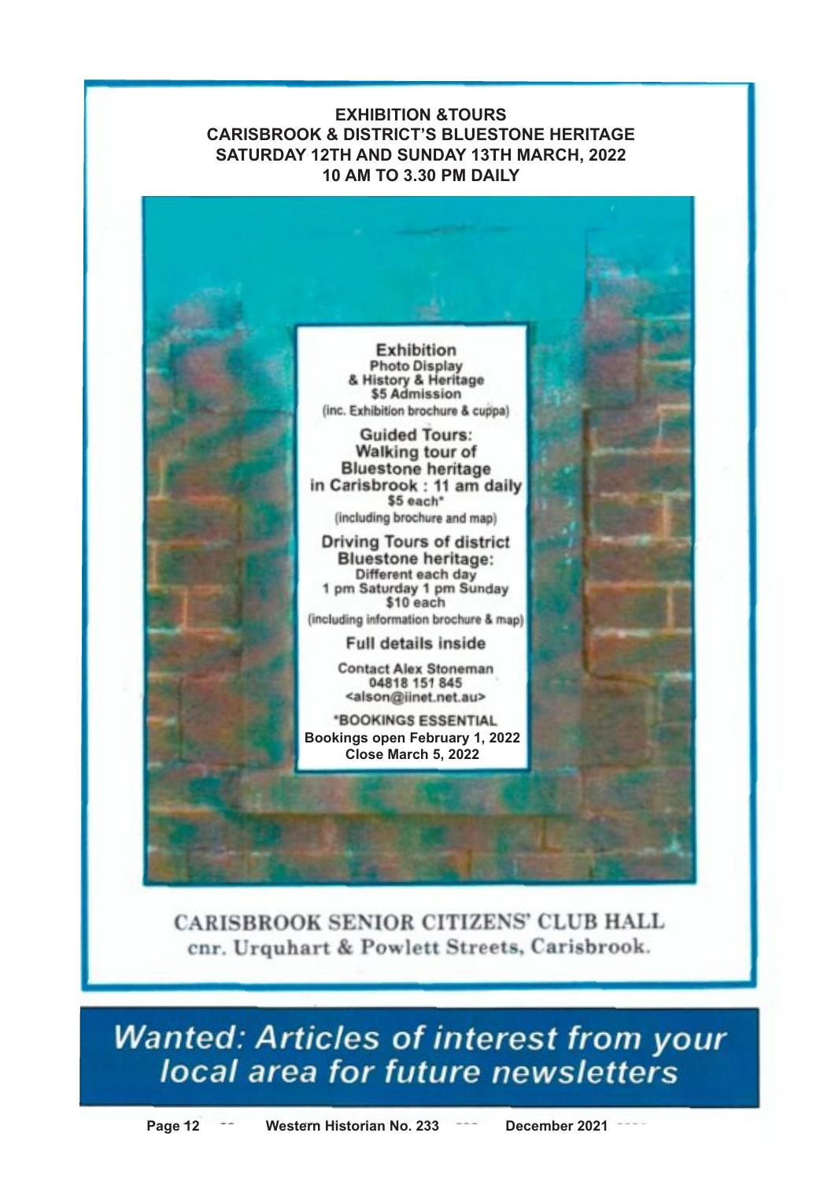**EXHIBITION &TOURS**
**CARISBROOK & DISTRICT'S BLUESTONE HERITAGE**
**SATURDAY 12TH AND SUNDAY 13TH MARCH, 2022**
**10 AM TO 3.30 PM DAILY**

**Exhibition**
**Photo Display**
**& History & Heritage**
**$5 Admission**
(inc. Exhibition brochure & cuppa)

**Guided Tours:**
**Walking tour of**
**Bluestone heritage**
**in Carisbrook : 11 am daily**
$5 each*
(including brochure and map)

**Driving Tours of district**
**Bluestone heritage:**
Different each day
1 pm Saturday 1 pm Sunday
$10 each
(including information brochure & map)

**Full details inside**

Contact Alex Stoneman
04818 151 845
<alson@iinet.net.au>

*BOOKINGS ESSENTIAL
**Bookings open February 1, 2022**
**Close March 5, 2022**

CARISBROOK SENIOR CITIZENS' CLUB HALL
cnr. Urquhart & Powlett Streets, Carisbrook.

## *Wanted: Articles of interest from your local area for future newsletters*